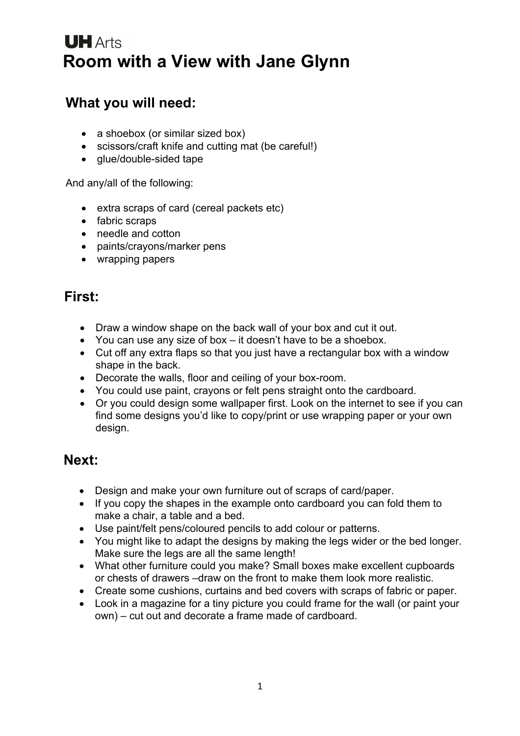**UH** Arts

# Room with a View with Jane Glynn

## What you will need:

- a shoebox (or similar sized box)
- scissors/craft knife and cutting mat (be careful!)
- glue/double-sided tape

And any/all of the following:

- extra scraps of card (cereal packets etc)
- fabric scraps
- needle and cotton
- paints/crayons/marker pens
- wrapping papers

## First:

- Draw a window shape on the back wall of your box and cut it out.
- You can use any size of box – it doesn't have to be a shoebox.
- Cut off any extra flaps so that you just have a rectangular box with a window shape in the back.
- Decorate the walls, floor and ceiling of your box-room.
- You could use paint, crayons or felt pens straight onto the cardboard.
- Or you could design some wallpaper first. Look on the internet to see if you can find some designs you'd like to copy/print or use wrapping paper or your own design.

## Next:

- Design and make your own furniture out of scraps of card/paper.
- If you copy the shapes in the example onto cardboard you can fold them to make a chair, a table and a bed.
- Use paint/felt pens/coloured pencils to add colour or patterns.
- You might like to adapt the designs by making the legs wider or the bed longer. Make sure the legs are all the same length!
- What other furniture could you make? Small boxes make excellent cupboards or chests of drawers –draw on the front to make them look more realistic.
- Create some cushions, curtains and bed covers with scraps of fabric or paper.
- Look in a magazine for a tiny picture you could frame for the wall (or paint your own) – cut out and decorate a frame made of cardboard.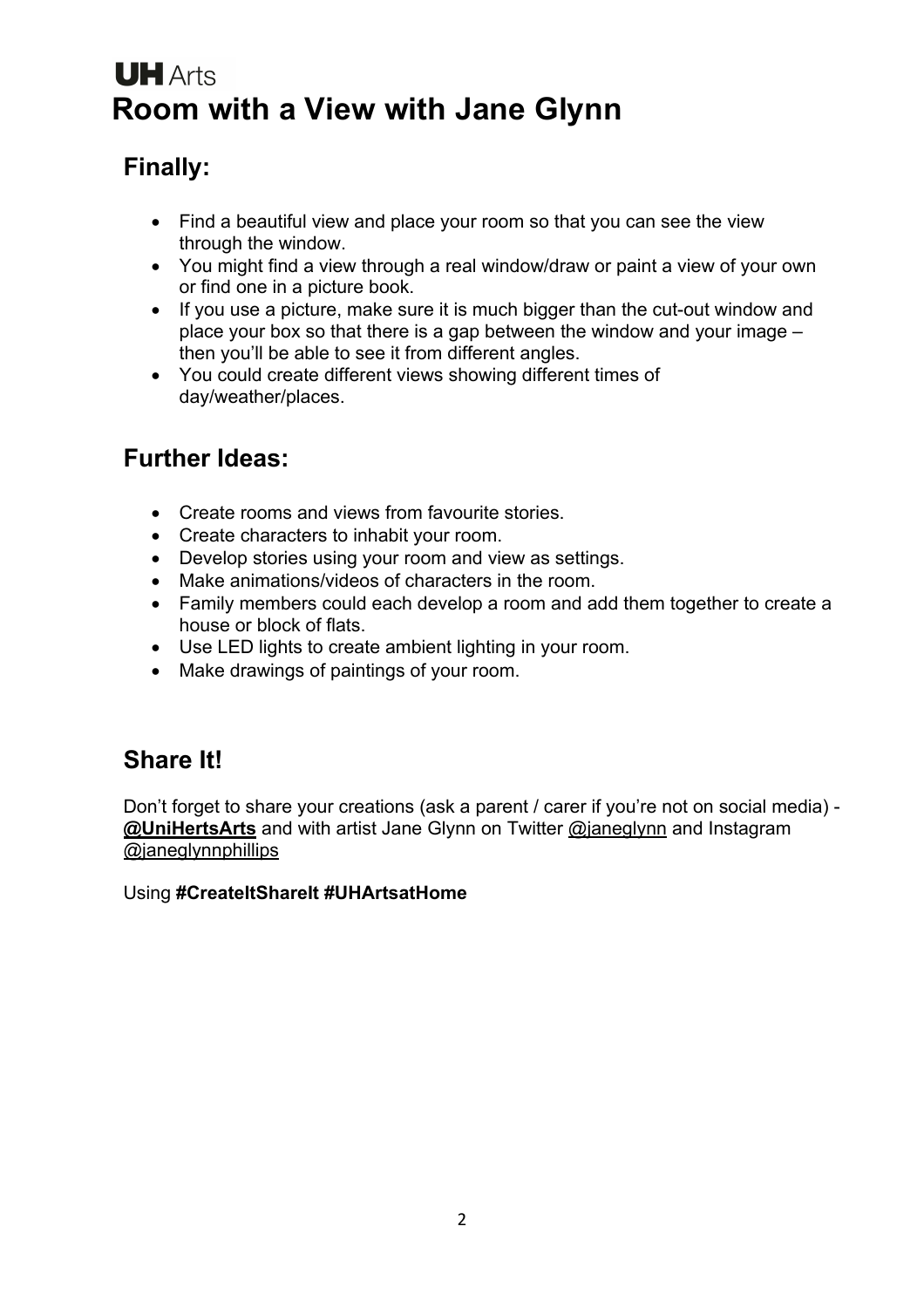**UH** Arts

# Room with a View with Jane Glynn

## Finally:

- Find a beautiful view and place your room so that you can see the view through the window.
- You might find a view through a real window/draw or paint a view of your own or find one in a picture book.
- If you use a picture, make sure it is much bigger than the cut-out window and place your box so that there is a gap between the window and your image – then you'll be able to see it from different angles.
- You could create different views showing different times of day/weather/places.

## Further Ideas:

- Create rooms and views from favourite stories.
- Create characters to inhabit your room.
- Develop stories using your room and view as settings.
- Make animations/videos of characters in the room.
- Family members could each develop a room and add them together to create a house or block of flats.
- Use LED lights to create ambient lighting in your room.
- Make drawings of paintings of your room.

## Share It!

Don't forget to share your creations (ask a parent / carer if you're not on social media) - **@UniHertsArts** and with artist Jane Glynn on Twitter @janeglynn and Instagram @janeglynnphillips

Using **#CreateItShareIt #UHArtsatHome**